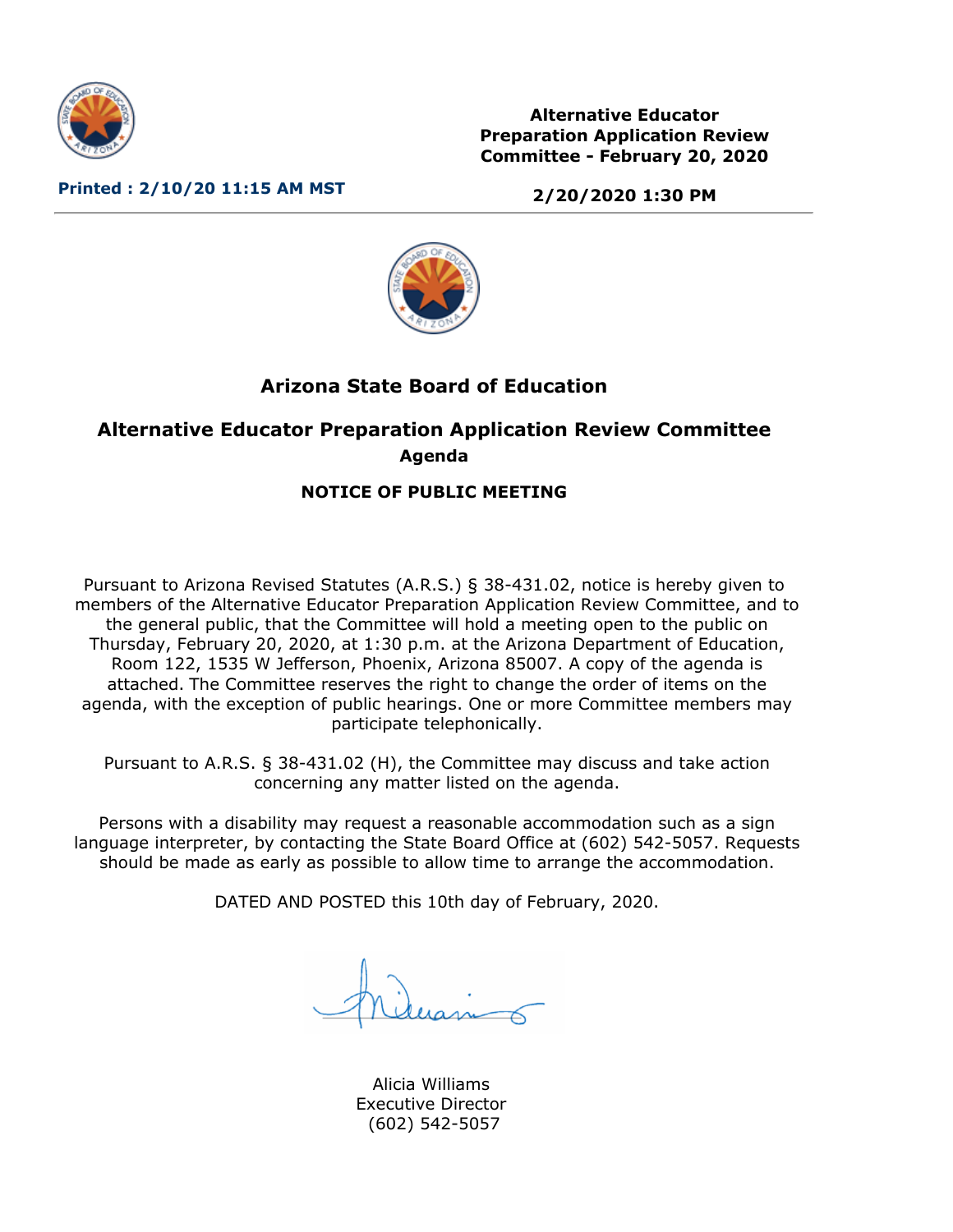Alternative Educator Preparation Application Review Committee - February 20, 2020

Printed : 2/10/20 11:15 AM MST

2/20/2020 1:30 PM

# Arizona State Board of Education

## Alternative Educator Preparation Application Review Committee

**Agenda**

**NOTICE OF PUBLIC MEETING**

Pursuant to Arizona Revised Statutes (A.R.S.) § 38-431.02, notice is hereby given to members of the Alternative Educator Preparation Application Review Committee, and to the general public, that the Committee will hold a meeting open to the public on Thursday, February 20, 2020, at 1:30 p.m. at the Arizona Department of Education, Room 122, 1535 W Jefferson, Phoenix, Arizona 85007. A copy of the agenda is attached. The Committee reserves the right to change the order of items on the agenda, with the exception of public hearings. One or more Committee members may participate telephonically.

Pursuant to A.R.S. § 38-431.02 (H), the Committee may discuss and take action concerning any matter listed on the agenda.

Persons with a disability may request a reasonable accommodation such as a sign language interpreter, by contacting the State Board Office at (602) 542-5057. Requests should be made as early as possible to allow time to arrange the accommodation.

DATED AND POSTED this 10th day of February, 2020.

Alicia Williams
Executive Director
(602) 542-5057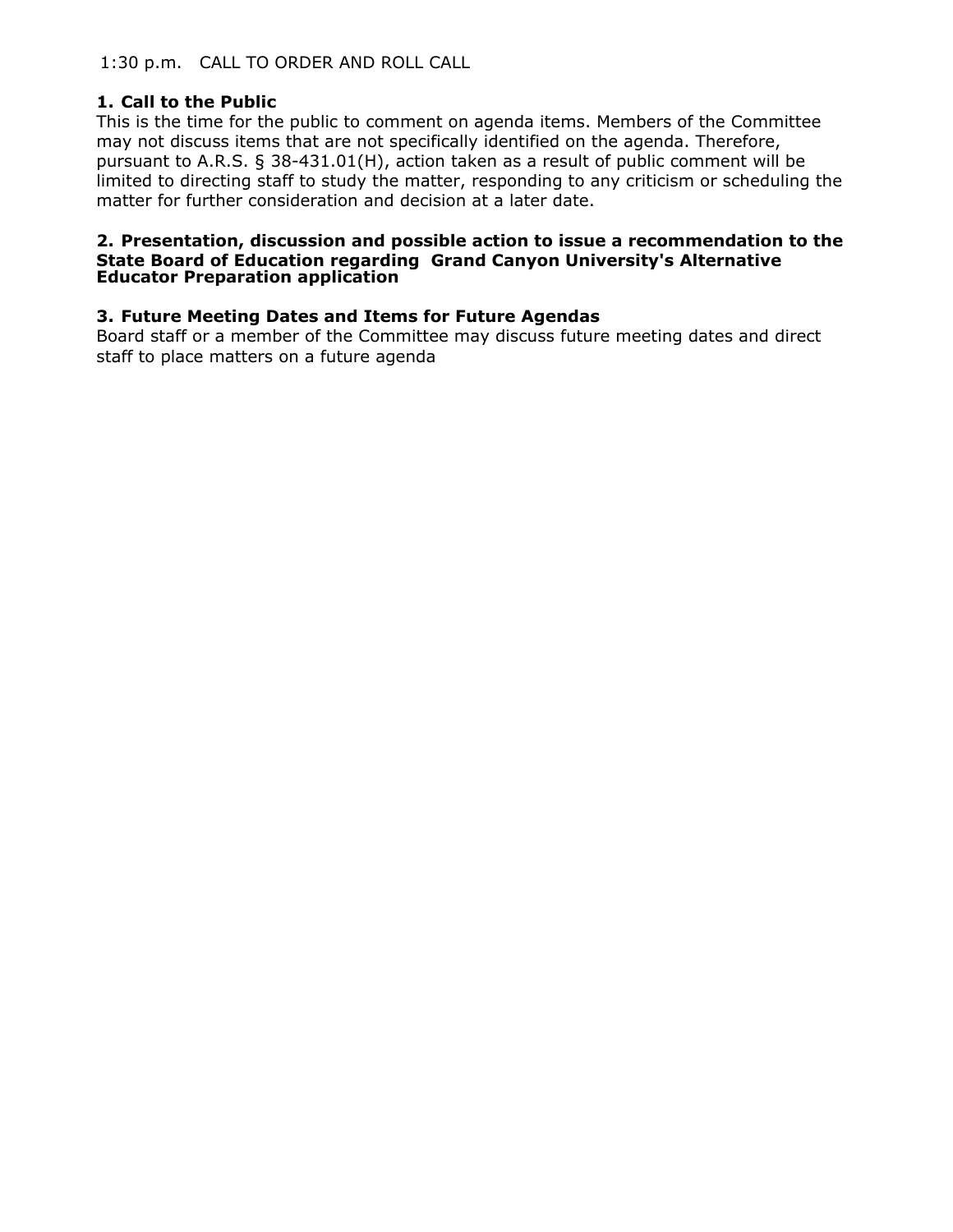1:30 p.m.   CALL TO ORDER AND ROLL CALL

**1. Call to the Public**

This is the time for the public to comment on agenda items. Members of the Committee may not discuss items that are not specifically identified on the agenda. Therefore, pursuant to A.R.S. § 38-431.01(H), action taken as a result of public comment will be limited to directing staff to study the matter, responding to any criticism or scheduling the matter for further consideration and decision at a later date.

**2. Presentation, discussion and possible action to issue a recommendation to the State Board of Education regarding Grand Canyon University's Alternative Educator Preparation application**

**3. Future Meeting Dates and Items for Future Agendas**

Board staff or a member of the Committee may discuss future meeting dates and direct staff to place matters on a future agenda